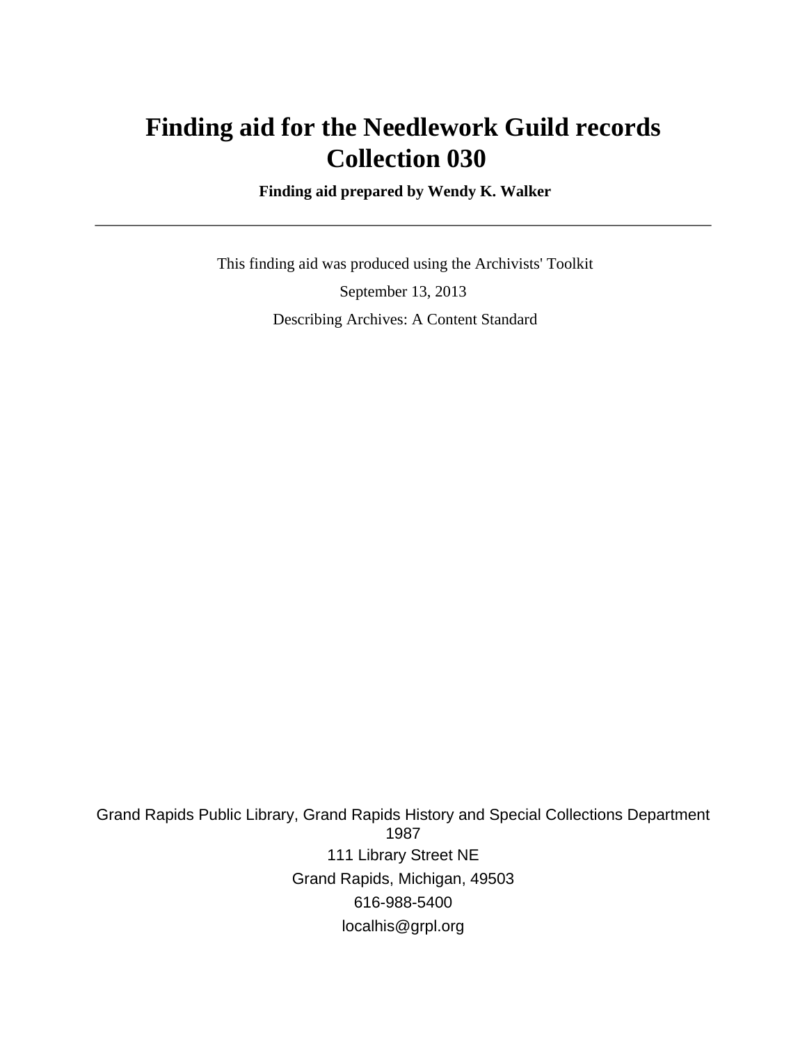# Finding aid for the Needlework Guild records
# Collection 030

**Finding aid prepared by Wendy K. Walker**

---

This finding aid was produced using the Archivists' Toolkit

September 13, 2013

Describing Archives: A Content Standard

Grand Rapids Public Library, Grand Rapids History and Special Collections Department
1987

111 Library Street NE

Grand Rapids, Michigan, 49503

616-988-5400

localhis@grpl.org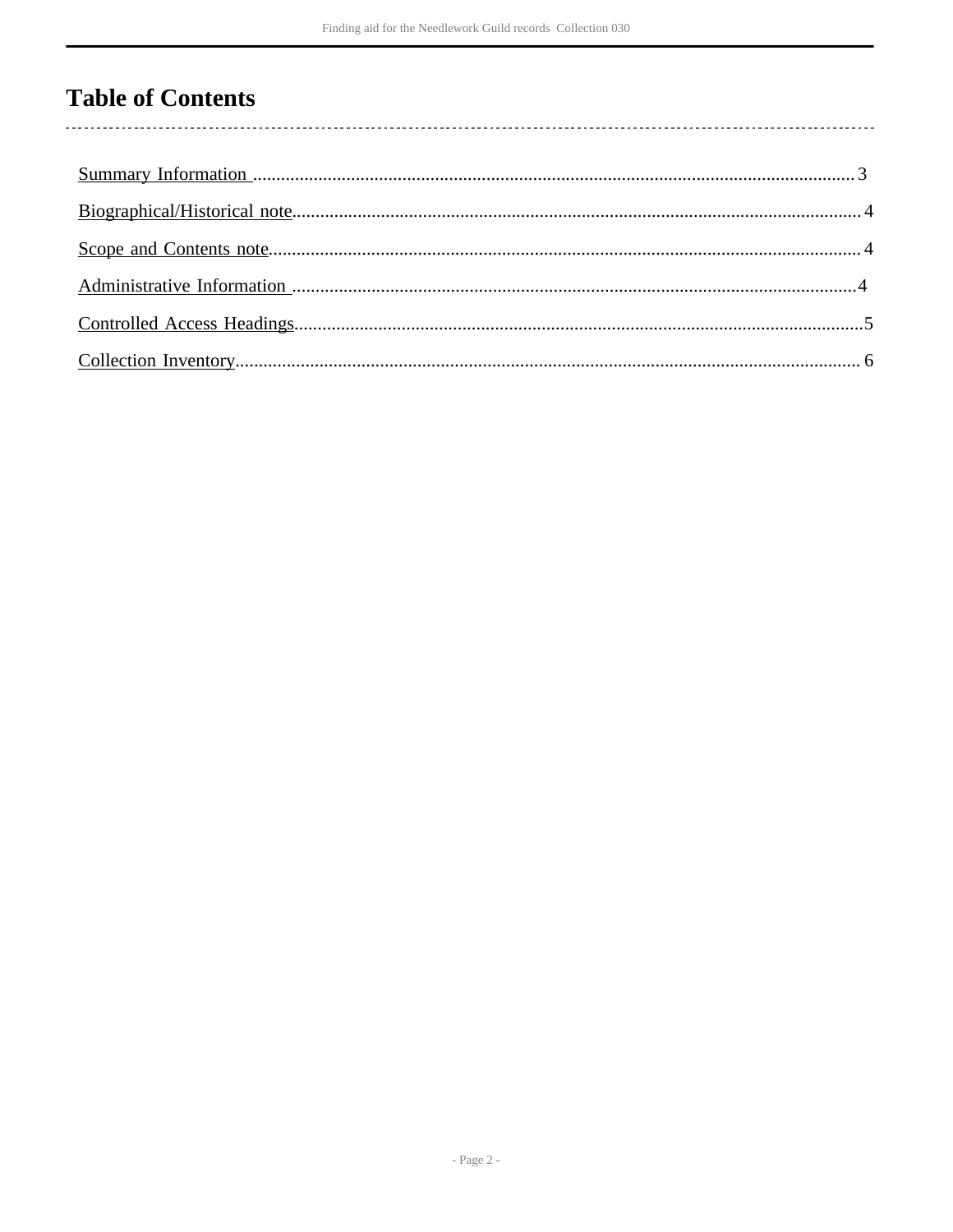# Table of Contents

Summary Information .................................................................... 3

Biographical/Historical note.......................................................... 4

Scope and Contents note.............................................................. 4

Administrative Information .......................................................... 4

Controlled Access Headings......................................................... 5

Collection Inventory...................................................................... 6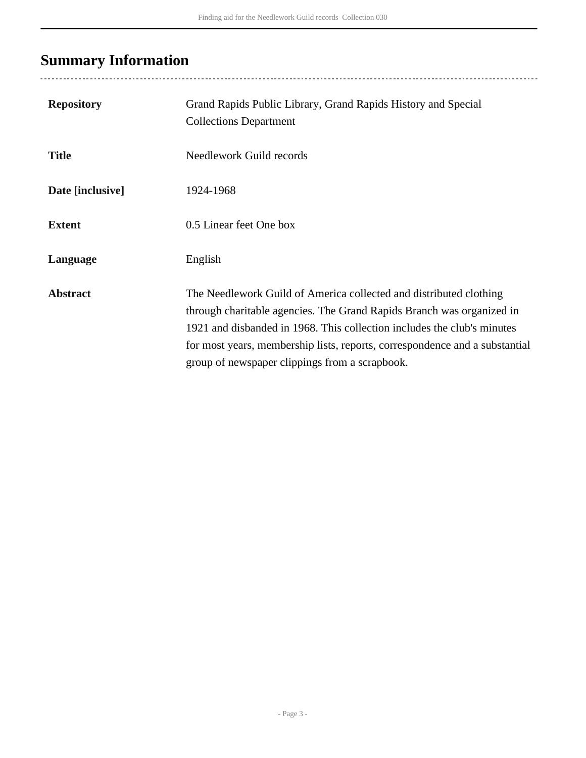## Summary Information

| | |
|---|---|
| **Repository** | Grand Rapids Public Library, Grand Rapids History and Special Collections Department |
| **Title** | Needlework Guild records |
| **Date [inclusive]** | 1924-1968 |
| **Extent** | 0.5 Linear feet One box |
| **Language** | English |
| **Abstract** | The Needlework Guild of America collected and distributed clothing through charitable agencies. The Grand Rapids Branch was organized in 1921 and disbanded in 1968. This collection includes the club's minutes for most years, membership lists, reports, correspondence and a substantial group of newspaper clippings from a scrapbook. |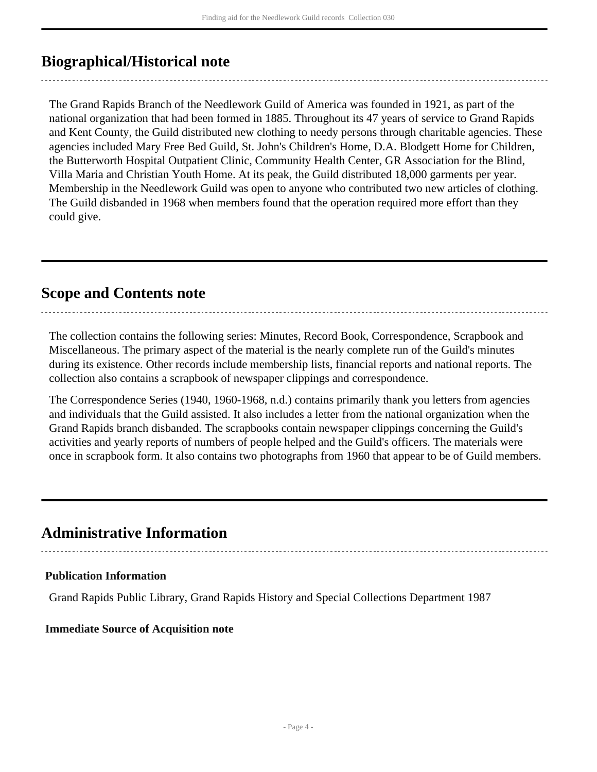## Biographical/Historical note

The Grand Rapids Branch of the Needlework Guild of America was founded in 1921, as part of the national organization that had been formed in 1885. Throughout its 47 years of service to Grand Rapids and Kent County, the Guild distributed new clothing to needy persons through charitable agencies. These agencies included Mary Free Bed Guild, St. John's Children's Home, D.A. Blodgett Home for Children, the Butterworth Hospital Outpatient Clinic, Community Health Center, GR Association for the Blind, Villa Maria and Christian Youth Home. At its peak, the Guild distributed 18,000 garments per year. Membership in the Needlework Guild was open to anyone who contributed two new articles of clothing. The Guild disbanded in 1968 when members found that the operation required more effort than they could give.

## Scope and Contents note

The collection contains the following series: Minutes, Record Book, Correspondence, Scrapbook and Miscellaneous. The primary aspect of the material is the nearly complete run of the Guild's minutes during its existence. Other records include membership lists, financial reports and national reports. The collection also contains a scrapbook of newspaper clippings and correspondence.

The Correspondence Series (1940, 1960-1968, n.d.) contains primarily thank you letters from agencies and individuals that the Guild assisted. It also includes a letter from the national organization when the Grand Rapids branch disbanded. The scrapbooks contain newspaper clippings concerning the Guild's activities and yearly reports of numbers of people helped and the Guild's officers. The materials were once in scrapbook form. It also contains two photographs from 1960 that appear to be of Guild members.

## Administrative Information

### Publication Information

Grand Rapids Public Library, Grand Rapids History and Special Collections Department 1987

### Immediate Source of Acquisition note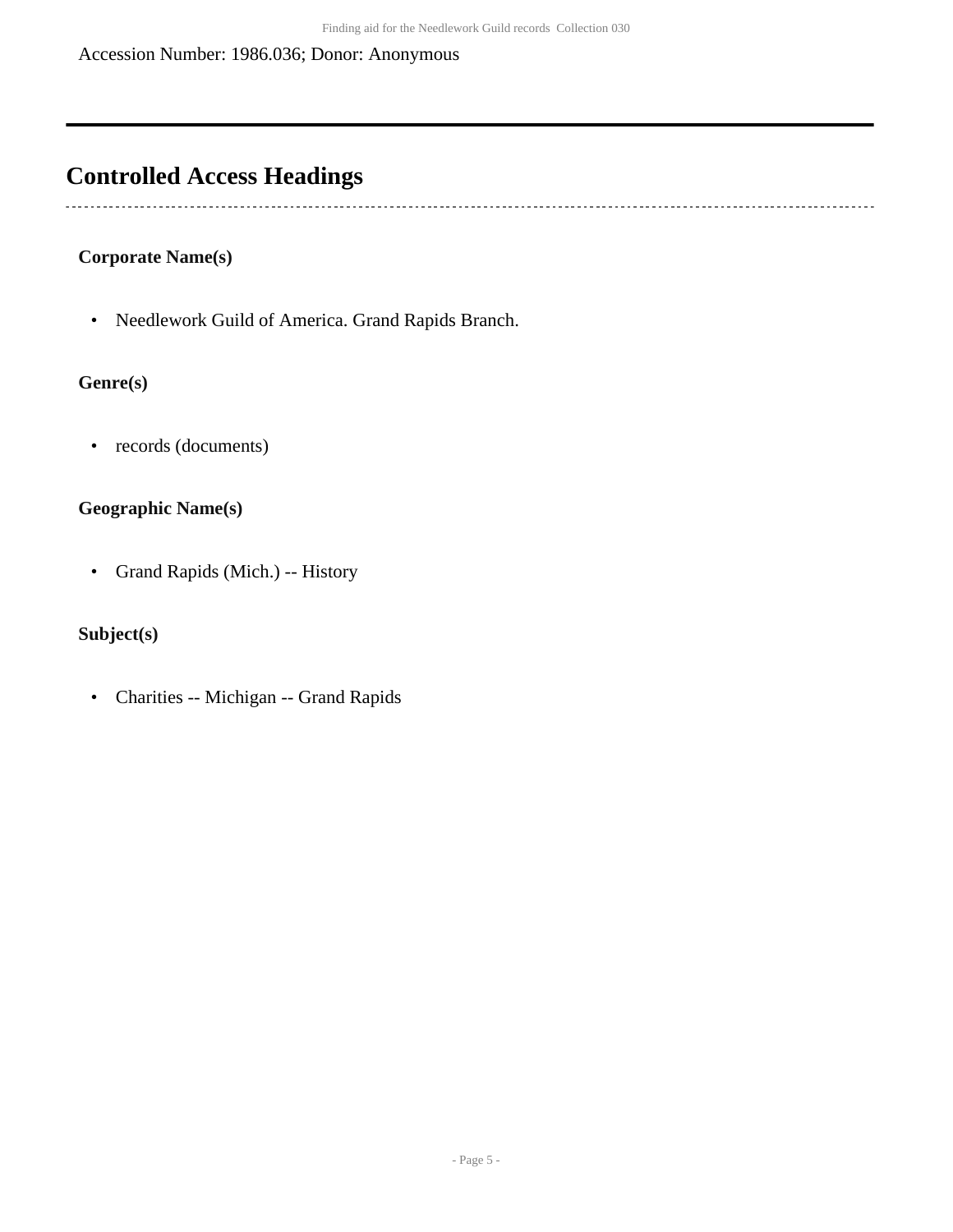Accession Number: 1986.036; Donor: Anonymous

---

## Controlled Access Headings

### Corporate Name(s)

- Needlework Guild of America. Grand Rapids Branch.

### Genre(s)

- records (documents)

### Geographic Name(s)

- Grand Rapids (Mich.) -- History

### Subject(s)

- Charities -- Michigan -- Grand Rapids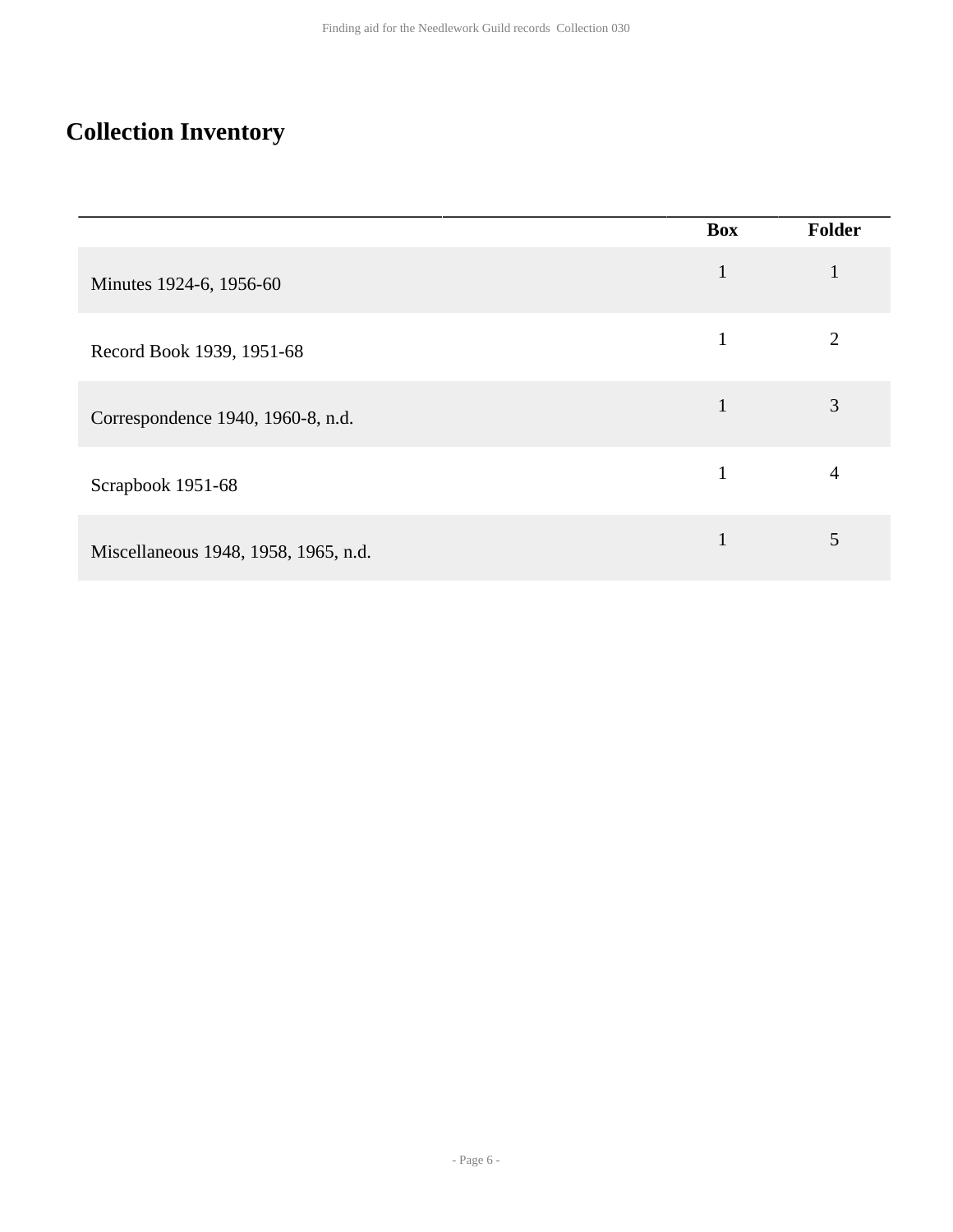## Collection Inventory

| | Box | Folder |
|---|---|---|
| Minutes 1924-6, 1956-60 | 1 | 1 |
| Record Book 1939, 1951-68 | 1 | 2 |
| Correspondence 1940, 1960-8, n.d. | 1 | 3 |
| Scrapbook 1951-68 | 1 | 4 |
| Miscellaneous 1948, 1958, 1965, n.d. | 1 | 5 |